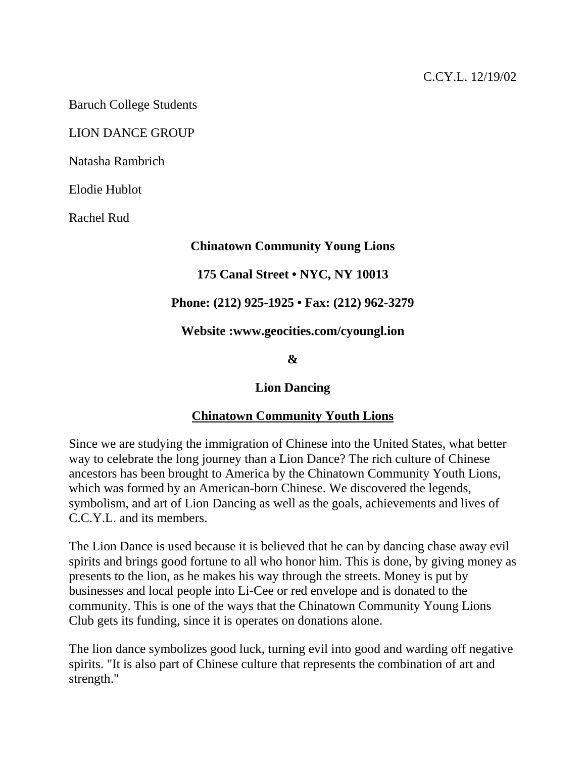C.CY.L. 12/19/02

Baruch College Students

LION DANCE GROUP

Natasha Rambrich

Elodie Hublot

Rachel Rud

**Chinatown Community Young Lions**

**175 Canal Street • NYC, NY 10013**

**Phone: (212) 925-1925 • Fax: (212) 962-3279**

**Website :www.geocities.com/cyoungl.ion**

**&**

**Lion Dancing**

**<u>Chinatown Community Youth Lions</u>**

Since we are studying the immigration of Chinese into the United States, what better way to celebrate the long journey than a Lion Dance? The rich culture of Chinese ancestors has been brought to America by the Chinatown Community Youth Lions, which was formed by an American-born Chinese. We discovered the legends, symbolism, and art of Lion Dancing as well as the goals, achievements and lives of C.C.Y.L. and its members.

The Lion Dance is used because it is believed that he can by dancing chase away evil spirits and brings good fortune to all who honor him. This is done, by giving money as presents to the lion, as he makes his way through the streets. Money is put by businesses and local people into Li-Cee or red envelope and is donated to the community. This is one of the ways that the Chinatown Community Young Lions Club gets its funding, since it is operates on donations alone.

The lion dance symbolizes good luck, turning evil into good and warding off negative spirits. "It is also part of Chinese culture that represents the combination of art and strength."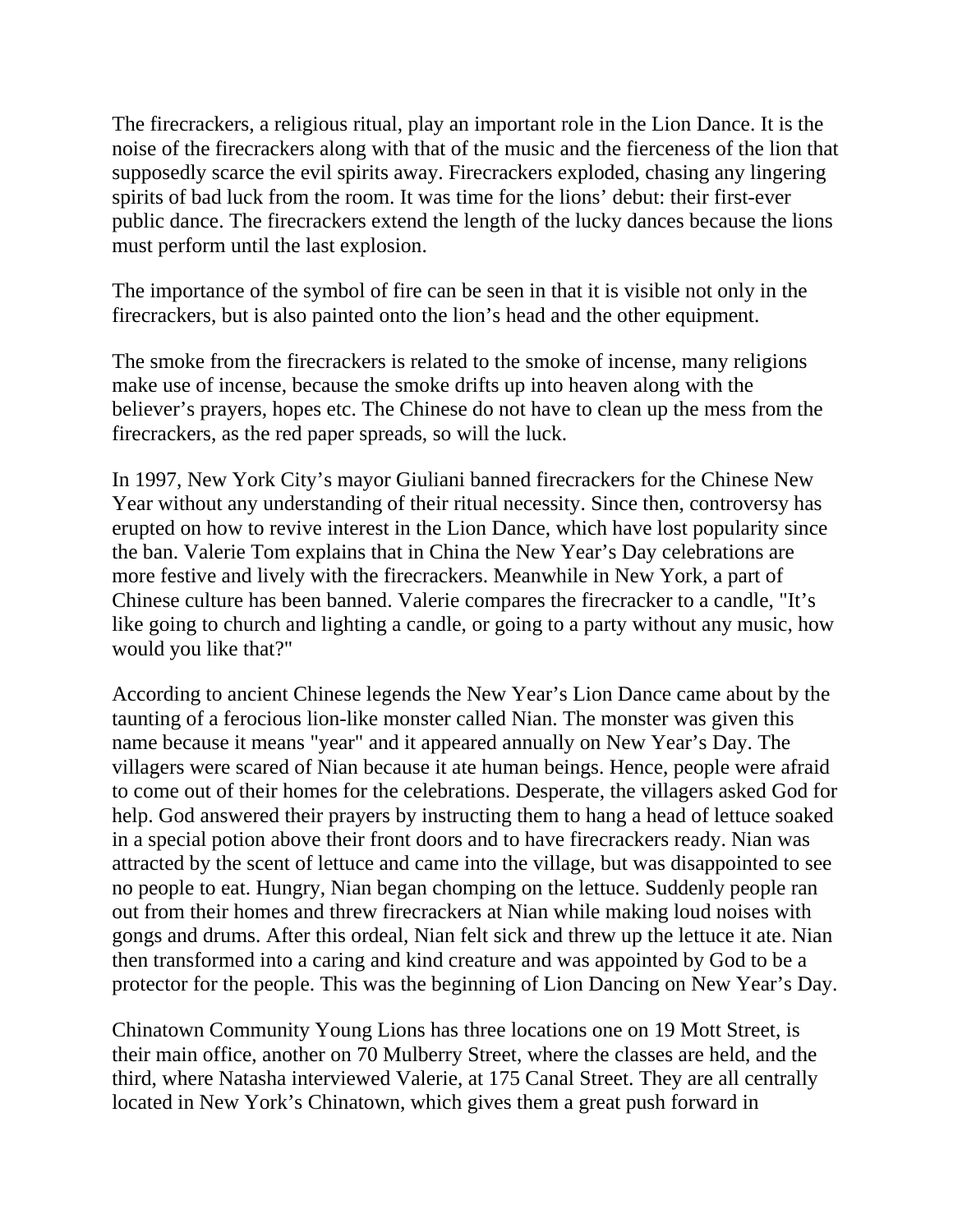The firecrackers, a religious ritual, play an important role in the Lion Dance. It is the noise of the firecrackers along with that of the music and the fierceness of the lion that supposedly scarce the evil spirits away. Firecrackers exploded, chasing any lingering spirits of bad luck from the room. It was time for the lions' debut: their first-ever public dance. The firecrackers extend the length of the lucky dances because the lions must perform until the last explosion.

The importance of the symbol of fire can be seen in that it is visible not only in the firecrackers, but is also painted onto the lion's head and the other equipment.

The smoke from the firecrackers is related to the smoke of incense, many religions make use of incense, because the smoke drifts up into heaven along with the believer's prayers, hopes etc. The Chinese do not have to clean up the mess from the firecrackers, as the red paper spreads, so will the luck.

In 1997, New York City's mayor Giuliani banned firecrackers for the Chinese New Year without any understanding of their ritual necessity. Since then, controversy has erupted on how to revive interest in the Lion Dance, which have lost popularity since the ban. Valerie Tom explains that in China the New Year's Day celebrations are more festive and lively with the firecrackers. Meanwhile in New York, a part of Chinese culture has been banned. Valerie compares the firecracker to a candle, "It's like going to church and lighting a candle, or going to a party without any music, how would you like that?"

According to ancient Chinese legends the New Year's Lion Dance came about by the taunting of a ferocious lion-like monster called Nian. The monster was given this name because it means "year" and it appeared annually on New Year's Day. The villagers were scared of Nian because it ate human beings. Hence, people were afraid to come out of their homes for the celebrations. Desperate, the villagers asked God for help. God answered their prayers by instructing them to hang a head of lettuce soaked in a special potion above their front doors and to have firecrackers ready. Nian was attracted by the scent of lettuce and came into the village, but was disappointed to see no people to eat. Hungry, Nian began chomping on the lettuce. Suddenly people ran out from their homes and threw firecrackers at Nian while making loud noises with gongs and drums. After this ordeal, Nian felt sick and threw up the lettuce it ate. Nian then transformed into a caring and kind creature and was appointed by God to be a protector for the people. This was the beginning of Lion Dancing on New Year's Day.

Chinatown Community Young Lions has three locations one on 19 Mott Street, is their main office, another on 70 Mulberry Street, where the classes are held, and the third, where Natasha interviewed Valerie, at 175 Canal Street. They are all centrally located in New York's Chinatown, which gives them a great push forward in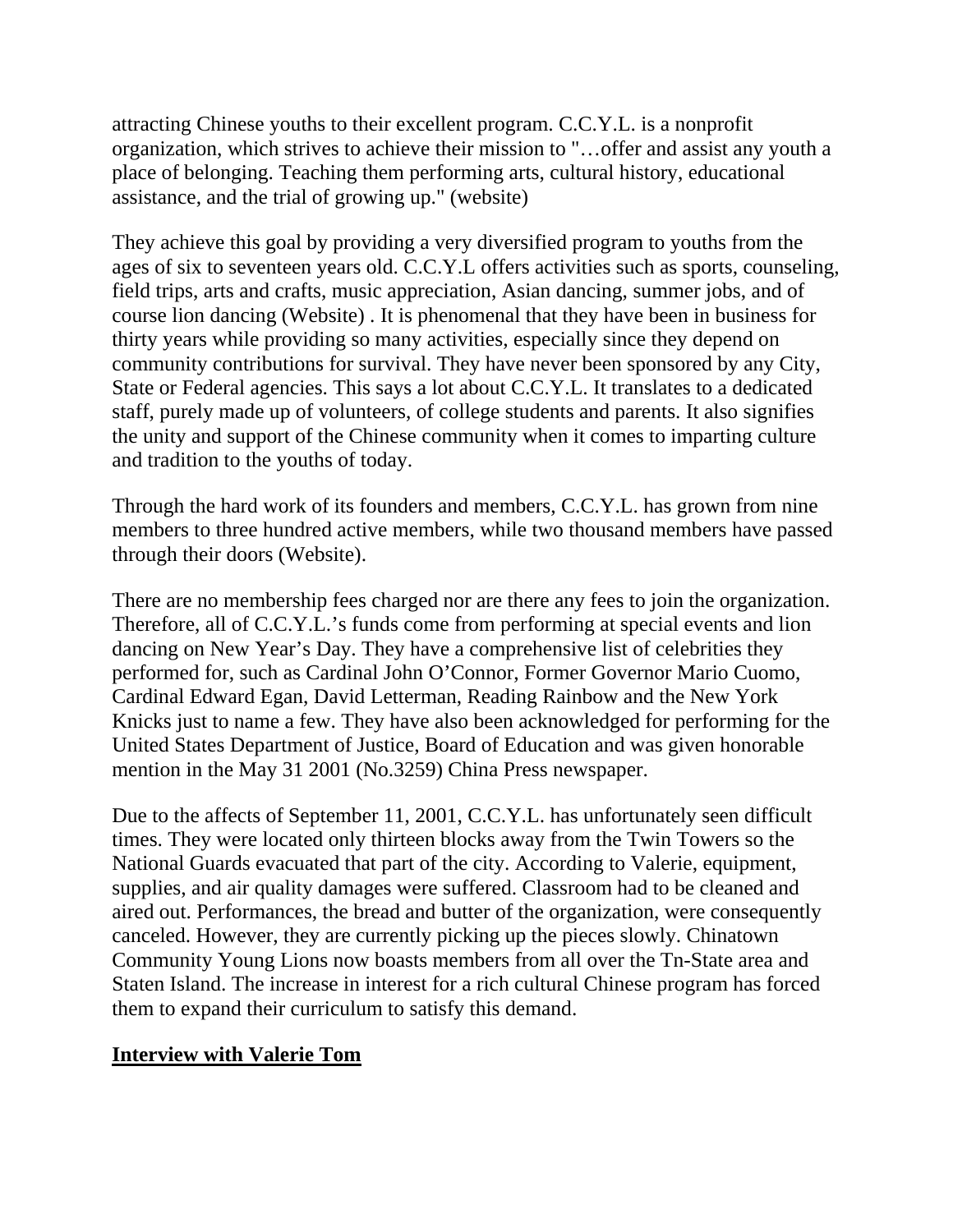attracting Chinese youths to their excellent program. C.C.Y.L. is a nonprofit organization, which strives to achieve their mission to "…offer and assist any youth a place of belonging. Teaching them performing arts, cultural history, educational assistance, and the trial of growing up." (website)

They achieve this goal by providing a very diversified program to youths from the ages of six to seventeen years old. C.C.Y.L offers activities such as sports, counseling, field trips, arts and crafts, music appreciation, Asian dancing, summer jobs, and of course lion dancing (Website) . It is phenomenal that they have been in business for thirty years while providing so many activities, especially since they depend on community contributions for survival. They have never been sponsored by any City, State or Federal agencies. This says a lot about C.C.Y.L. It translates to a dedicated staff, purely made up of volunteers, of college students and parents. It also signifies the unity and support of the Chinese community when it comes to imparting culture and tradition to the youths of today.

Through the hard work of its founders and members, C.C.Y.L. has grown from nine members to three hundred active members, while two thousand members have passed through their doors (Website).

There are no membership fees charged nor are there any fees to join the organization. Therefore, all of C.C.Y.L.'s funds come from performing at special events and lion dancing on New Year's Day. They have a comprehensive list of celebrities they performed for, such as Cardinal John O'Connor, Former Governor Mario Cuomo, Cardinal Edward Egan, David Letterman, Reading Rainbow and the New York Knicks just to name a few. They have also been acknowledged for performing for the United States Department of Justice, Board of Education and was given honorable mention in the May 31 2001 (No.3259) China Press newspaper.

Due to the affects of September 11, 2001, C.C.Y.L. has unfortunately seen difficult times. They were located only thirteen blocks away from the Twin Towers so the National Guards evacuated that part of the city. According to Valerie, equipment, supplies, and air quality damages were suffered. Classroom had to be cleaned and aired out. Performances, the bread and butter of the organization, were consequently canceled. However, they are currently picking up the pieces slowly. Chinatown Community Young Lions now boasts members from all over the Tn-State area and Staten Island. The increase in interest for a rich cultural Chinese program has forced them to expand their curriculum to satisfy this demand.

**Interview with Valerie Tom**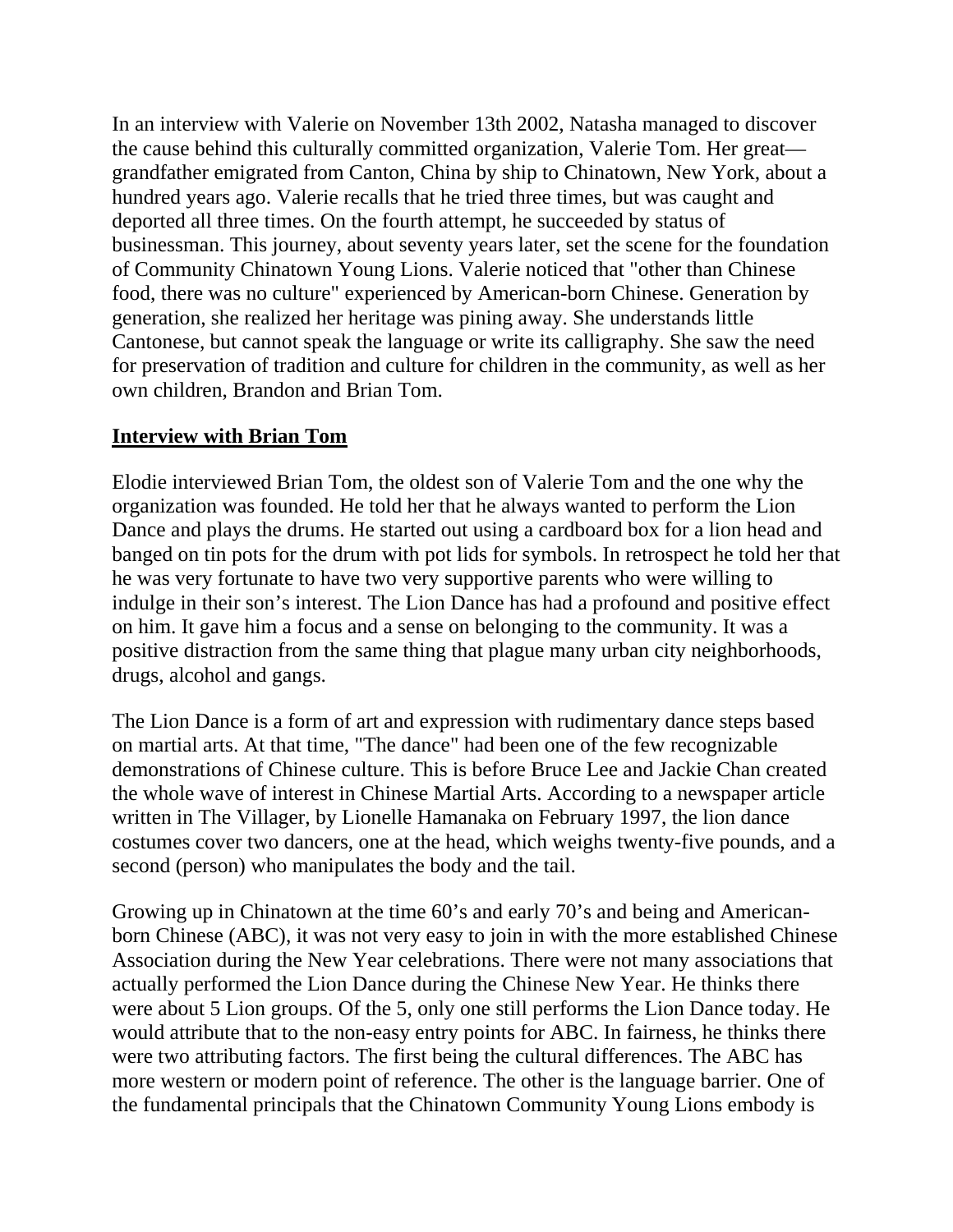In an interview with Valerie on November 13th 2002, Natasha managed to discover the cause behind this culturally committed organization, Valerie Tom. Her great—grandfather emigrated from Canton, China by ship to Chinatown, New York, about a hundred years ago. Valerie recalls that he tried three times, but was caught and deported all three times. On the fourth attempt, he succeeded by status of businessman. This journey, about seventy years later, set the scene for the foundation of Community Chinatown Young Lions. Valerie noticed that "other than Chinese food, there was no culture" experienced by American-born Chinese. Generation by generation, she realized her heritage was pining away. She understands little Cantonese, but cannot speak the language or write its calligraphy. She saw the need for preservation of tradition and culture for children in the community, as well as her own children, Brandon and Brian Tom.

**Interview with Brian Tom**

Elodie interviewed Brian Tom, the oldest son of Valerie Tom and the one why the organization was founded. He told her that he always wanted to perform the Lion Dance and plays the drums. He started out using a cardboard box for a lion head and banged on tin pots for the drum with pot lids for symbols. In retrospect he told her that he was very fortunate to have two very supportive parents who were willing to indulge in their son's interest. The Lion Dance has had a profound and positive effect on him. It gave him a focus and a sense on belonging to the community. It was a positive distraction from the same thing that plague many urban city neighborhoods, drugs, alcohol and gangs.

The Lion Dance is a form of art and expression with rudimentary dance steps based on martial arts. At that time, "The dance" had been one of the few recognizable demonstrations of Chinese culture. This is before Bruce Lee and Jackie Chan created the whole wave of interest in Chinese Martial Arts. According to a newspaper article written in The Villager, by Lionelle Hamanaka on February 1997, the lion dance costumes cover two dancers, one at the head, which weighs twenty-five pounds, and a second (person) who manipulates the body and the tail.

Growing up in Chinatown at the time 60's and early 70's and being and American-born Chinese (ABC), it was not very easy to join in with the more established Chinese Association during the New Year celebrations. There were not many associations that actually performed the Lion Dance during the Chinese New Year. He thinks there were about 5 Lion groups. Of the 5, only one still performs the Lion Dance today. He would attribute that to the non-easy entry points for ABC. In fairness, he thinks there were two attributing factors. The first being the cultural differences. The ABC has more western or modern point of reference. The other is the language barrier. One of the fundamental principals that the Chinatown Community Young Lions embody is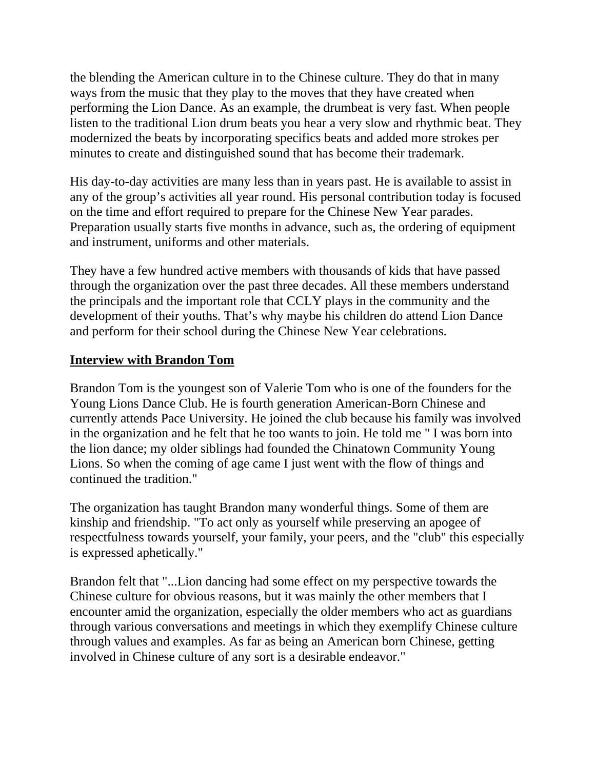the blending the American culture in to the Chinese culture. They do that in many ways from the music that they play to the moves that they have created when performing the Lion Dance. As an example, the drumbeat is very fast. When people listen to the traditional Lion drum beats you hear a very slow and rhythmic beat. They modernized the beats by incorporating specifics beats and added more strokes per minutes to create and distinguished sound that has become their trademark.

His day-to-day activities are many less than in years past. He is available to assist in any of the group's activities all year round. His personal contribution today is focused on the time and effort required to prepare for the Chinese New Year parades. Preparation usually starts five months in advance, such as, the ordering of equipment and instrument, uniforms and other materials.

They have a few hundred active members with thousands of kids that have passed through the organization over the past three decades. All these members understand the principals and the important role that CCLY plays in the community and the development of their youths. That's why maybe his children do attend Lion Dance and perform for their school during the Chinese New Year celebrations.

## **Interview with Brandon Tom**

Brandon Tom is the youngest son of Valerie Tom who is one of the founders for the Young Lions Dance Club. He is fourth generation American-Born Chinese and currently attends Pace University. He joined the club because his family was involved in the organization and he felt that he too wants to join. He told me " I was born into the lion dance; my older siblings had founded the Chinatown Community Young Lions. So when the coming of age came I just went with the flow of things and continued the tradition."

The organization has taught Brandon many wonderful things. Some of them are kinship and friendship. "To act only as yourself while preserving an apogee of respectfulness towards yourself, your family, your peers, and the "club" this especially is expressed aphetically."

Brandon felt that "...Lion dancing had some effect on my perspective towards the Chinese culture for obvious reasons, but it was mainly the other members that I encounter amid the organization, especially the older members who act as guardians through various conversations and meetings in which they exemplify Chinese culture through values and examples. As far as being an American born Chinese, getting involved in Chinese culture of any sort is a desirable endeavor."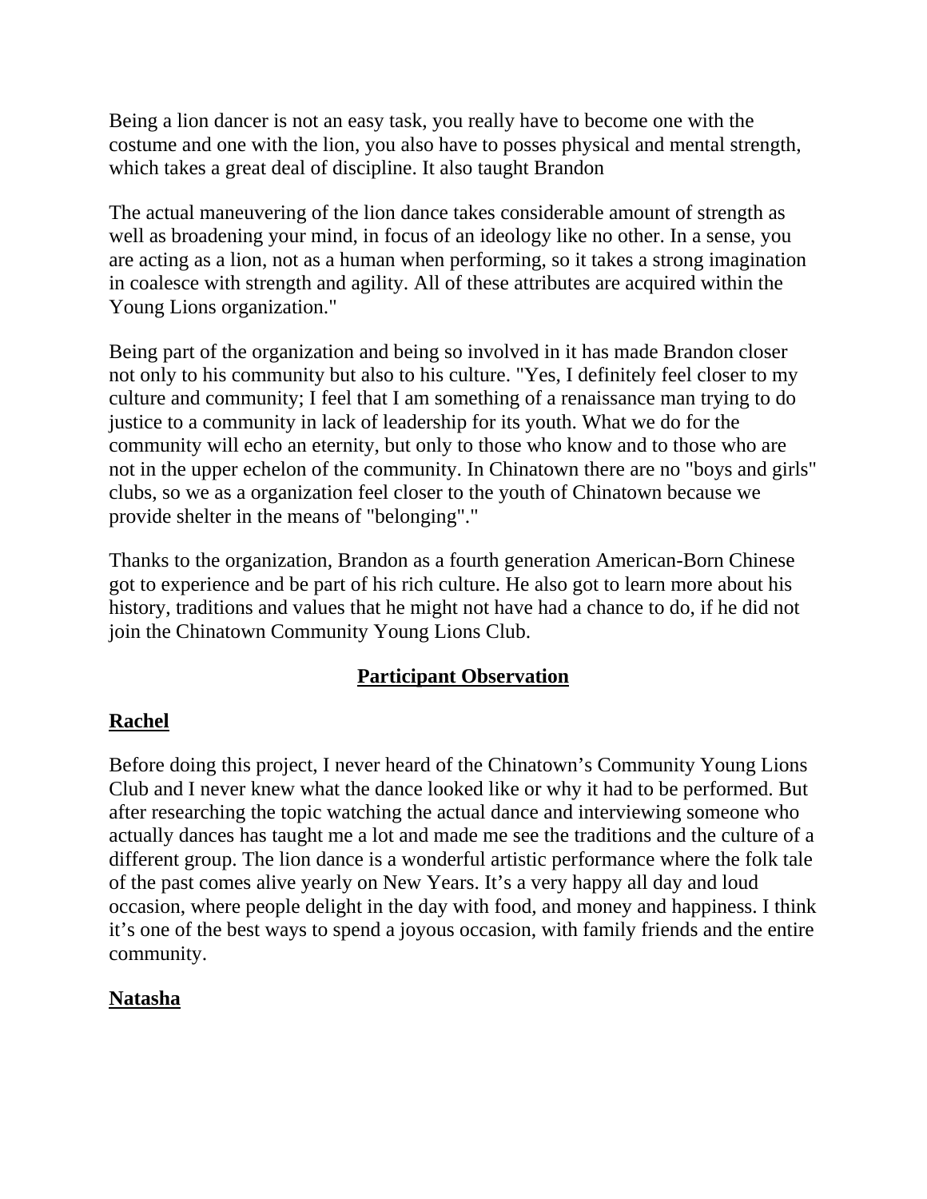Being a lion dancer is not an easy task, you really have to become one with the costume and one with the lion, you also have to posses physical and mental strength, which takes a great deal of discipline. It also taught Brandon

The actual maneuvering of the lion dance takes considerable amount of strength as well as broadening your mind, in focus of an ideology like no other. In a sense, you are acting as a lion, not as a human when performing, so it takes a strong imagination in coalesce with strength and agility. All of these attributes are acquired within the Young Lions organization."

Being part of the organization and being so involved in it has made Brandon closer not only to his community but also to his culture. "Yes, I definitely feel closer to my culture and community; I feel that I am something of a renaissance man trying to do justice to a community in lack of leadership for its youth. What we do for the community will echo an eternity, but only to those who know and to those who are not in the upper echelon of the community. In Chinatown there are no "boys and girls" clubs, so we as a organization feel closer to the youth of Chinatown because we provide shelter in the means of "belonging"."

Thanks to the organization, Brandon as a fourth generation American-Born Chinese got to experience and be part of his rich culture. He also got to learn more about his history, traditions and values that he might not have had a chance to do, if he did not join the Chinatown Community Young Lions Club.

## Participant Observation

### Rachel

Before doing this project, I never heard of the Chinatown's Community Young Lions Club and I never knew what the dance looked like or why it had to be performed. But after researching the topic watching the actual dance and interviewing someone who actually dances has taught me a lot and made me see the traditions and the culture of a different group. The lion dance is a wonderful artistic performance where the folk tale of the past comes alive yearly on New Years. It's a very happy all day and loud occasion, where people delight in the day with food, and money and happiness. I think it's one of the best ways to spend a joyous occasion, with family friends and the entire community.

### Natasha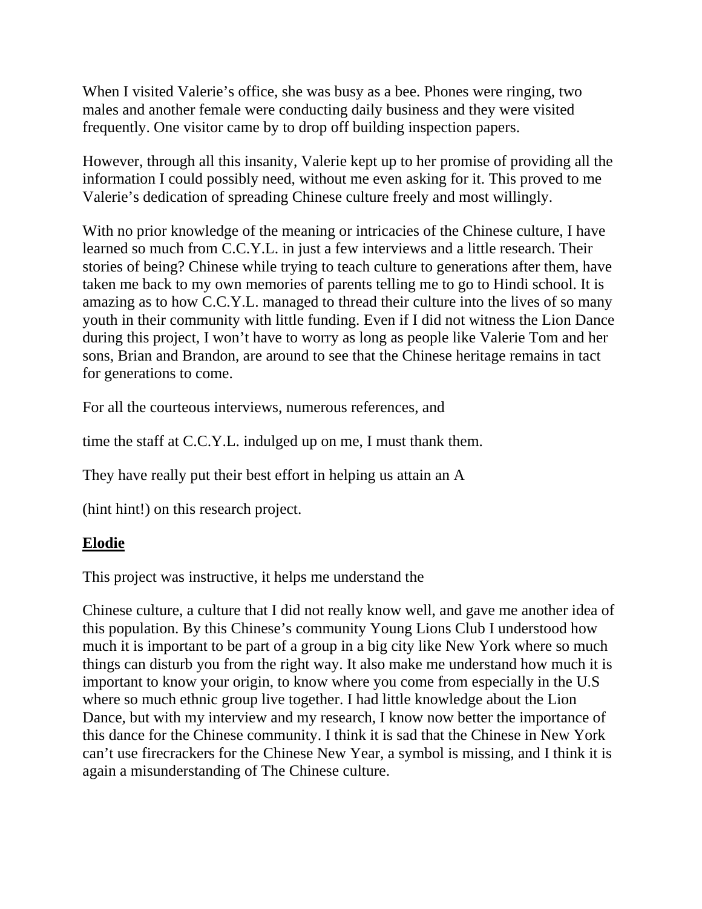When I visited Valerie's office, she was busy as a bee. Phones were ringing, two males and another female were conducting daily business and they were visited frequently. One visitor came by to drop off building inspection papers.

However, through all this insanity, Valerie kept up to her promise of providing all the information I could possibly need, without me even asking for it. This proved to me Valerie's dedication of spreading Chinese culture freely and most willingly.

With no prior knowledge of the meaning or intricacies of the Chinese culture, I have learned so much from C.C.Y.L. in just a few interviews and a little research. Their stories of being? Chinese while trying to teach culture to generations after them, have taken me back to my own memories of parents telling me to go to Hindi school. It is amazing as to how C.C.Y.L. managed to thread their culture into the lives of so many youth in their community with little funding. Even if I did not witness the Lion Dance during this project, I won't have to worry as long as people like Valerie Tom and her sons, Brian and Brandon, are around to see that the Chinese heritage remains in tact for generations to come.

For all the courteous interviews, numerous references, and

time the staff at C.C.Y.L. indulged up on me, I must thank them.

They have really put their best effort in helping us attain an A

(hint hint!) on this research project.

**Elodie**

This project was instructive, it helps me understand the

Chinese culture, a culture that I did not really know well, and gave me another idea of this population. By this Chinese's community Young Lions Club I understood how much it is important to be part of a group in a big city like New York where so much things can disturb you from the right way. It also make me understand how much it is important to know your origin, to know where you come from especially in the U.S where so much ethnic group live together. I had little knowledge about the Lion Dance, but with my interview and my research, I know now better the importance of this dance for the Chinese community. I think it is sad that the Chinese in New York can't use firecrackers for the Chinese New Year, a symbol is missing, and I think it is again a misunderstanding of The Chinese culture.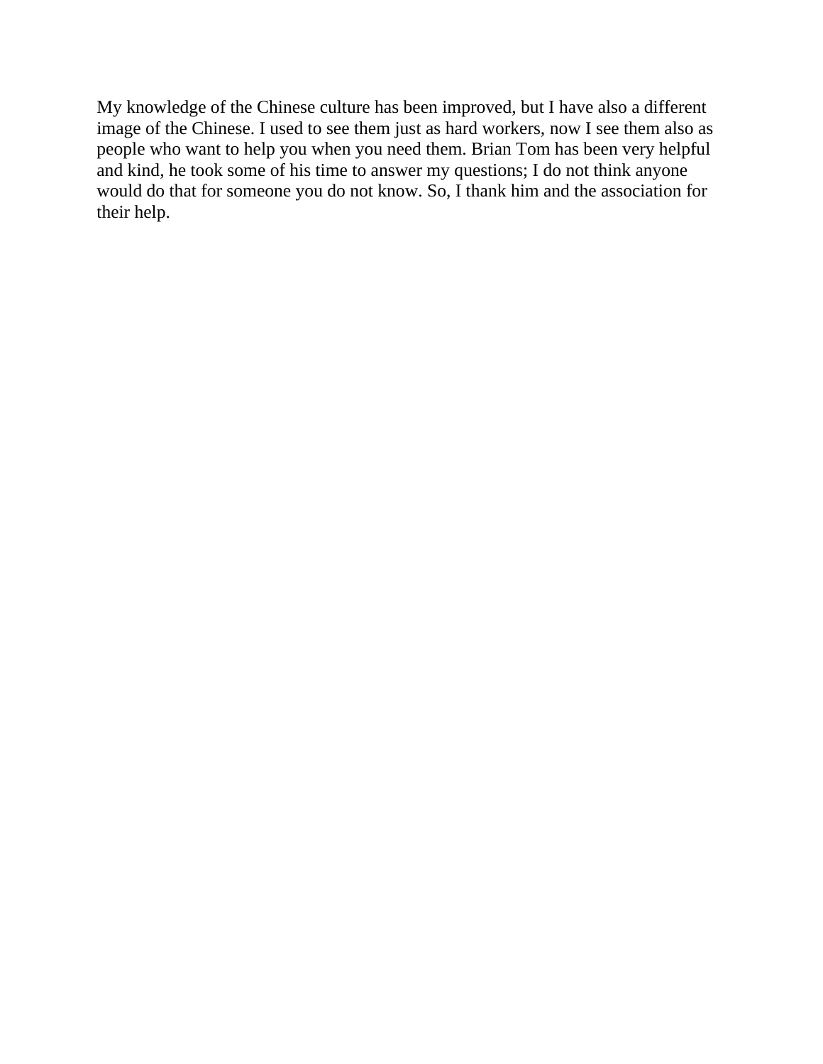My knowledge of the Chinese culture has been improved, but I have also a different image of the Chinese. I used to see them just as hard workers, now I see them also as people who want to help you when you need them. Brian Tom has been very helpful and kind, he took some of his time to answer my questions; I do not think anyone would do that for someone you do not know. So, I thank him and the association for their help.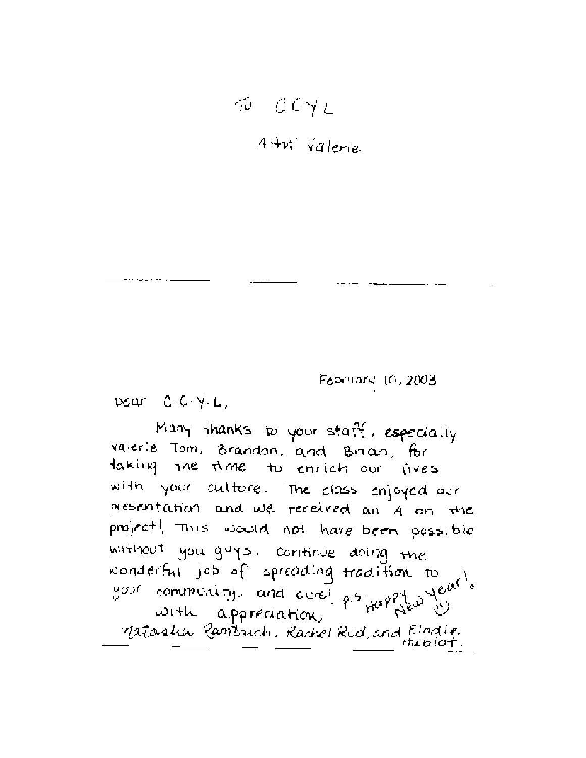To CCYL

Attn: Valerie

February 10, 2003

Dear C.C.Y.L,

Many thanks to your staff, especially Valerie Tom, Brandon, and Brian, for taking the time to enrich our lives with your culture. The class enjoyed our presentation and we received an A on the project! This would not have been possible without you guys. Continue doing the wonderful job of spreading tradition to your community, and ours!

P.S. Happy New Year! :)

With appreciation,

Natasha Rambuch, Rachel Rud, and Elodie Thiblot.